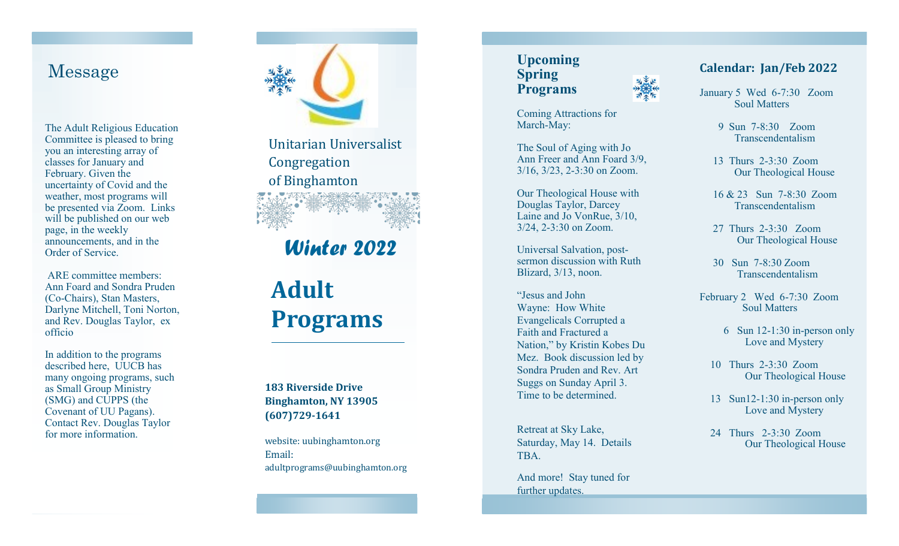## Message

The Adult Religious Education Committee is pleased to bring you an interesting array of classes for January and February. Given the uncertainty of Covid and the weather, most programs will be presented via Zoom. Links will be published on our web page, in the weekly announcements, and in the Order of Service.

ARE committee members: Ann Foard and Sondra Pruden (Co-Chairs), Stan Masters, Darlyne Mitchell, Toni Norton, and Rev. Douglas Taylor, ex officio

In addition to the programs described here, UUCB has many ongoing programs, such as Small Group Ministry (SMG) and CUPPS (the Covenant of UU Pagans). Contact Rev. Douglas Taylor for more information.

Unitarian Universalist Congregation of Binghamton

*Winter 2022*

# Adult Programs

**183 Riverside Drive**
**Binghamton, NY 13905**
**(607)729-1641**

website: uubinghamton.org
Email:
adultprograms@uubinghamton.org

## Upcoming Spring Programs

Coming Attractions for March-May:

The Soul of Aging with Jo Ann Freer and Ann Foard 3/9, 3/16, 3/23, 2-3:30 on Zoom.

Our Theological House with Douglas Taylor, Darcey Laine and Jo VonRue, 3/10, 3/24, 2-3:30 on Zoom.

Universal Salvation, post-sermon discussion with Ruth Blizard, 3/13, noon.

"Jesus and John Wayne: How White Evangelicals Corrupted a Faith and Fractured a Nation," by Kristin Kobes Du Mez. Book discussion led by Sondra Pruden and Rev. Art Suggs on Sunday April 3. Time to be determined.

Retreat at Sky Lake, Saturday, May 14. Details TBA.

And more! Stay tuned for further updates.

## Calendar: Jan/Feb 2022

January 5 Wed 6-7:30 Zoom
Soul Matters

9 Sun 7-8:30 Zoom
Transcendentalism

13 Thurs 2-3:30 Zoom
Our Theological House

16 & 23 Sun 7-8:30 Zoom
Transcendentalism

27 Thurs 2-3:30 Zoom
Our Theological House

30 Sun 7-8:30 Zoom
Transcendentalism

February 2 Wed 6-7:30 Zoom
Soul Matters

6 Sun 12-1:30 in-person only
Love and Mystery

10 Thurs 2-3:30 Zoom
Our Theological House

13 Sun12-1:30 in-person only
Love and Mystery

24 Thurs 2-3:30 Zoom
Our Theological House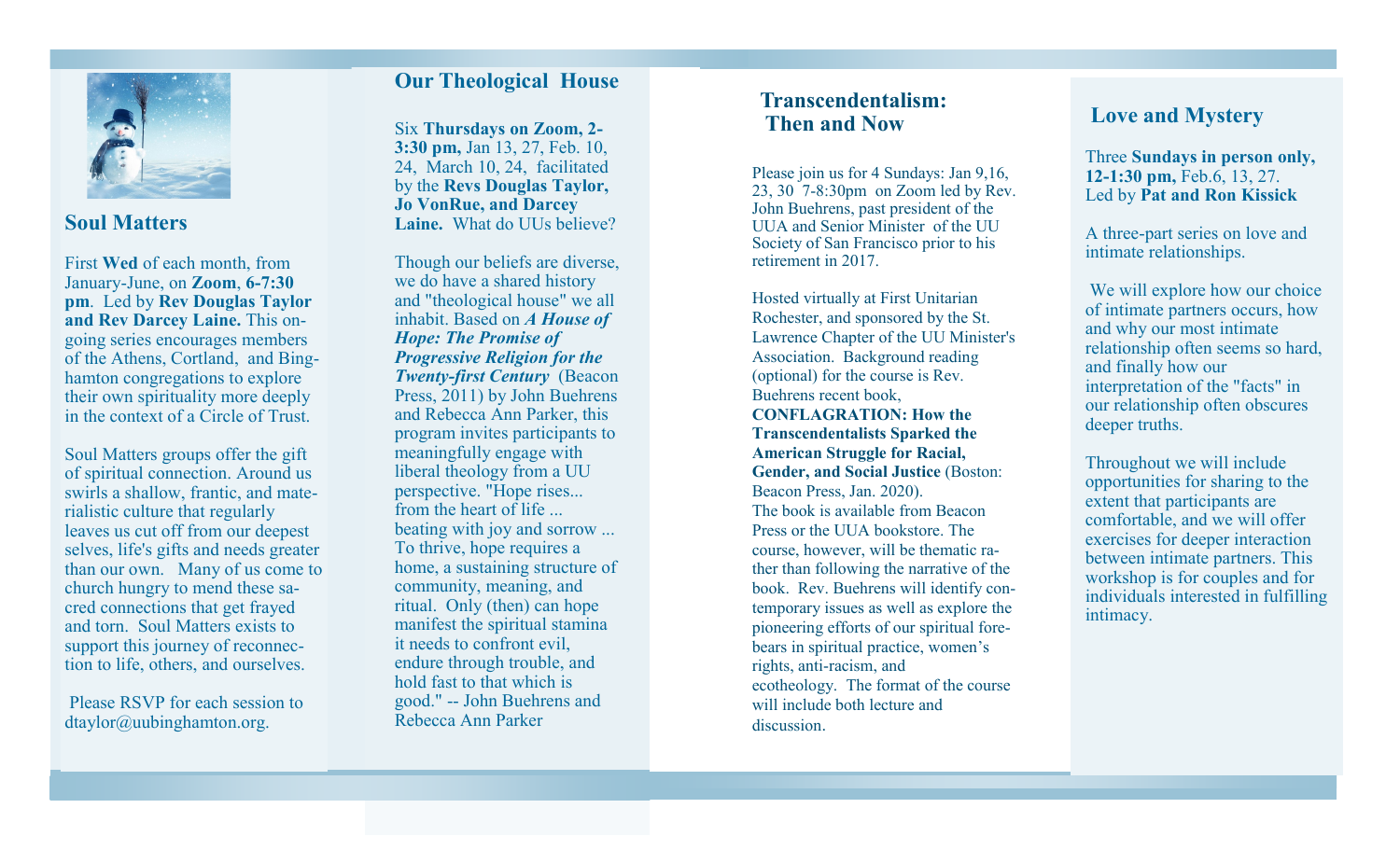## Soul Matters

First **Wed** of each month, from January-June, on **Zoom**, **6-7:30 pm**. Led by **Rev Douglas Taylor and Rev Darcey Laine.** This on-going series encourages members of the Athens, Cortland, and Binghamton congregations to explore their own spirituality more deeply in the context of a Circle of Trust.

Soul Matters groups offer the gift of spiritual connection. Around us swirls a shallow, frantic, and materialistic culture that regularly leaves us cut off from our deepest selves, life's gifts and needs greater than our own. Many of us come to church hungry to mend these sacred connections that get frayed and torn. Soul Matters exists to support this journey of reconnection to life, others, and ourselves.

Please RSVP for each session to dtaylor@uubinghamton.org.

## Our Theological House

Six **Thursdays on Zoom, 2-3:30 pm,** Jan 13, 27, Feb. 10, 24, March 10, 24, facilitated by the **Revs Douglas Taylor, Jo VonRue, and Darcey Laine.** What do UUs believe?

Though our beliefs are diverse, we do have a shared history and "theological house" we all inhabit. Based on ***A House of Hope: The Promise of Progressive Religion for the Twenty-first Century*** (Beacon Press, 2011) by John Buehrens and Rebecca Ann Parker, this program invites participants to meaningfully engage with liberal theology from a UU perspective. "Hope rises... from the heart of life ... beating with joy and sorrow ... To thrive, hope requires a home, a sustaining structure of community, meaning, and ritual. Only (then) can hope manifest the spiritual stamina it needs to confront evil, endure through trouble, and hold fast to that which is good." -- John Buehrens and Rebecca Ann Parker

## Transcendentalism: Then and Now

Please join us for 4 Sundays: Jan 9,16, 23, 30 7-8:30pm on Zoom led by Rev. John Buehrens, past president of the UUA and Senior Minister of the UU Society of San Francisco prior to his retirement in 2017.

Hosted virtually at First Unitarian Rochester, and sponsored by the St. Lawrence Chapter of the UU Minister's Association. Background reading (optional) for the course is Rev. Buehrens recent book, **CONFLAGRATION: How the Transcendentalists Sparked the American Struggle for Racial, Gender, and Social Justice** (Boston: Beacon Press, Jan. 2020).
The book is available from Beacon Press or the UUA bookstore. The course, however, will be thematic rather than following the narrative of the book. Rev. Buehrens will identify contemporary issues as well as explore the pioneering efforts of our spiritual forebears in spiritual practice, women's rights, anti-racism, and ecotheology. The format of the course will include both lecture and discussion.

## Love and Mystery

Three **Sundays in person only, 12-1:30 pm,** Feb.6, 13, 27.
Led by **Pat and Ron Kissick**

A three-part series on love and intimate relationships.

We will explore how our choice of intimate partners occurs, how and why our most intimate relationship often seems so hard, and finally how our interpretation of the "facts" in our relationship often obscures deeper truths.

Throughout we will include opportunities for sharing to the extent that participants are comfortable, and we will offer exercises for deeper interaction between intimate partners. This workshop is for couples and for individuals interested in fulfilling intimacy.